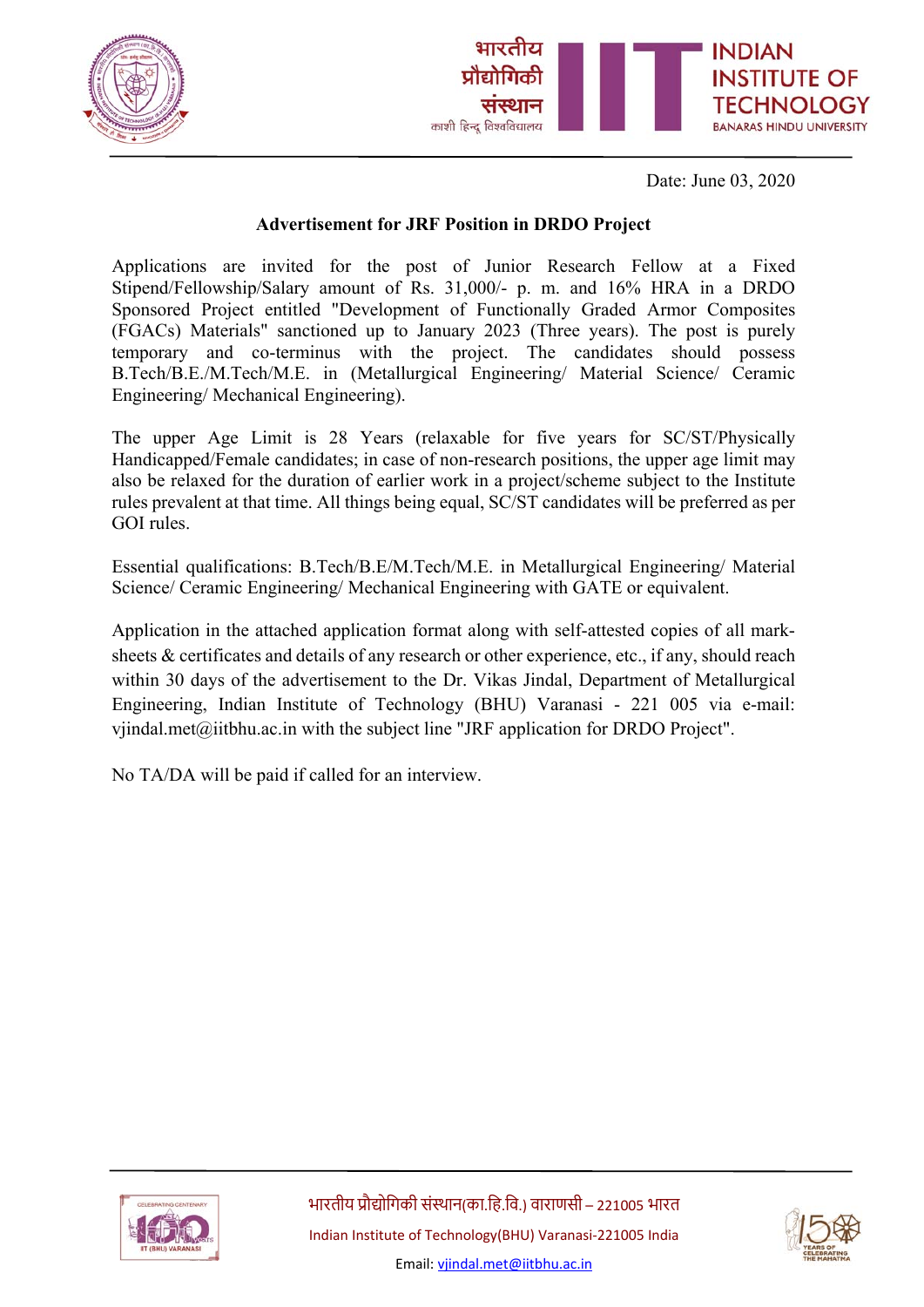Date: June 03, 2020

## Advertisement for JRF Position in DRDO Project

Applications are invited for the post of Junior Research Fellow at a Fixed Stipend/Fellowship/Salary amount of Rs. 31,000/- p. m. and 16% HRA in a DRDO Sponsored Project entitled "Development of Functionally Graded Armor Composites (FGACs) Materials" sanctioned up to January 2023 (Three years). The post is purely temporary and co-terminus with the project. The candidates should possess B.Tech/B.E./M.Tech/M.E. in (Metallurgical Engineering/ Material Science/ Ceramic Engineering/ Mechanical Engineering).

The upper Age Limit is 28 Years (relaxable for five years for SC/ST/Physically Handicapped/Female candidates; in case of non-research positions, the upper age limit may also be relaxed for the duration of earlier work in a project/scheme subject to the Institute rules prevalent at that time. All things being equal, SC/ST candidates will be preferred as per GOI rules.

Essential qualifications: B.Tech/B.E/M.Tech/M.E. in Metallurgical Engineering/ Material Science/ Ceramic Engineering/ Mechanical Engineering with GATE or equivalent.

Application in the attached application format along with self-attested copies of all mark-sheets & certificates and details of any research or other experience, etc., if any, should reach within 30 days of the advertisement to the Dr. Vikas Jindal, Department of Metallurgical Engineering, Indian Institute of Technology (BHU) Varanasi - 221 005 via e-mail: vjindal.met@iitbhu.ac.in with the subject line "JRF application for DRDO Project".

No TA/DA will be paid if called for an interview.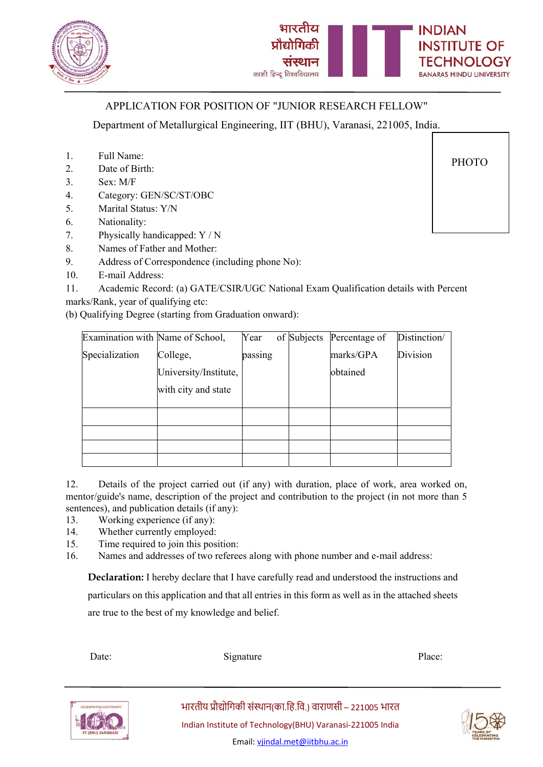# APPLICATION FOR POSITION OF "JUNIOR RESEARCH FELLOW"

Department of Metallurgical Engineering, IIT (BHU), Varanasi, 221005, India.

PHOTO

1. Full Name:
2. Date of Birth:
3. Sex: M/F
4. Category: GEN/SC/ST/OBC
5. Marital Status: Y/N
6. Nationality:
7. Physically handicapped: Y / N
8. Names of Father and Mother:
9. Address of Correspondence (including phone No):
10. E-mail Address:
11. Academic Record: (a) GATE/CSIR/UGC National Exam Qualification details with Percent marks/Rank, year of qualifying etc:

(b) Qualifying Degree (starting from Graduation onward):

| Examination with Specialization | Name of School, College, University/Institute, with city and state | Year of passing | Subjects | Percentage of marks/GPA obtained | Distinction/ Division |
|---|---|---|---|---|---|
| | | | | | |
| | | | | | |
| | | | | | |
| | | | | | |

12. Details of the project carried out (if any) with duration, place of work, area worked on, mentor/guide's name, description of the project and contribution to the project (in not more than 5 sentences), and publication details (if any):
13. Working experience (if any):
14. Whether currently employed:
15. Time required to join this position:
16. Names and addresses of two referees along with phone number and e-mail address:

**Declaration:** I hereby declare that I have carefully read and understood the instructions and particulars on this application and that all entries in this form as well as in the attached sheets are true to the best of my knowledge and belief.

Date: Signature Place:

भारतीय प्रौद्योगिकी संस्थान(का.हि.वि.) वाराणसी – 221005 भारत

Indian Institute of Technology(BHU) Varanasi-221005 India

Email: vjindal.met@iitbhu.ac.in